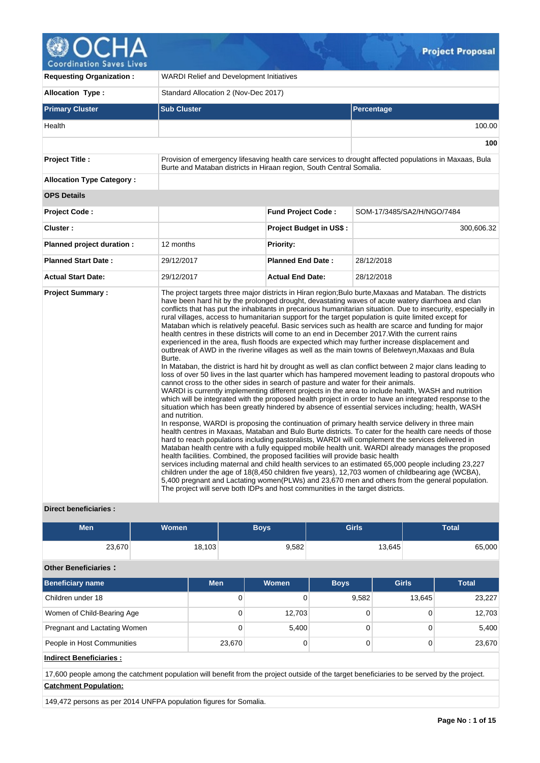# OCHA Coordination Saves Lives — Project Proposal

| | | | |
|---|---|---|---|
| **Requesting Organization :** | WARDI Relief and Development Initiatives | | |
| **Allocation Type :** | Standard Allocation 2 (Nov-Dec 2017) | | |

| Primary Cluster | Sub Cluster | Percentage |
|---|---|---|
| Health | | 100.00 |
| | | **100** |

| | |
|---|---|
| **Project Title :** | Provision of emergency lifesaving health care services to drought affected populations in Maxaas, Bula Burte and Mataban districts in Hiraan region, South Central Somalia. |
| **Allocation Type Category :** | |

**OPS Details**

| | | | |
|---|---|---|---|
| **Project Code :** | | **Fund Project Code :** | SOM-17/3485/SA2/H/NGO/7484 |
| **Cluster :** | | **Project Budget in US$ :** | 300,606.32 |
| **Planned project duration :** | 12 months | **Priority:** | |
| **Planned Start Date :** | 29/12/2017 | **Planned End Date :** | 28/12/2018 |
| **Actual Start Date:** | 29/12/2017 | **Actual End Date:** | 28/12/2018 |

**Project Summary :**

The project targets three major districts in Hiran region;Bulo burte,Maxaas and Mataban. The districts have been hard hit by the prolonged drought, devastating waves of acute watery diarrhoea and clan conflicts that has put the inhabitants in precarious humanitarian situation. Due to insecurity, especially in rural villages, access to humanitarian support for the target population is quite limited except for Mataban which is relatively peaceful. Basic services such as health are scarce and funding for major health centres in these districts will come to an end in December 2017.With the current rains experienced in the area, flush floods are expected which may further increase displacement and outbreak of AWD in the riverine villages as well as the main towns of Beletweyn,Maxaas and Bula Burte.

In Mataban, the district is hard hit by drought as well as clan conflict between 2 major clans leading to loss of over 50 lives in the last quarter which has hampered movement leading to pastoral dropouts who cannot cross to the other sides in search of pasture and water for their animals.

WARDI is currently implementing different projects in the area to include health, WASH and nutrition which will be integrated with the proposed health project in order to have an integrated response to the situation which has been greatly hindered by absence of essential services including; health, WASH and nutrition.

In response, WARDI is proposing the continuation of primary health service delivery in three main health centres in Maxaas, Mataban and Bulo Burte districts. To cater for the health care needs of those hard to reach populations including pastoralists, WARDI will complement the services delivered in Mataban health centre with a fully equipped mobile health unit. WARDI already manages the proposed health facilities. Combined, the proposed facilities will provide basic health services including maternal and child health services to an estimated 65,000 people including 23,227 children under the age of 18(8,450 children five years), 12,703 women of childbearing age (WCBA), 5,400 pregnant and Lactating women(PLWs) and 23,670 men and others from the general population. The project will serve both IDPs and host communities in the target districts.

**Direct beneficiaries :**

| Men | Women | Boys | Girls | Total |
|---|---|---|---|---|
| 23,670 | 18,103 | 9,582 | 13,645 | 65,000 |

**Other Beneficiaries :**

| Beneficiary name | Men | Women | Boys | Girls | Total |
|---|---|---|---|---|---|
| Children under 18 | 0 | 0 | 9,582 | 13,645 | 23,227 |
| Women of Child-Bearing Age | 0 | 12,703 | 0 | 0 | 12,703 |
| Pregnant and Lactating Women | 0 | 5,400 | 0 | 0 | 5,400 |
| People in Host Communities | 23,670 | 0 | 0 | 0 | 23,670 |

**Indirect Beneficiaries :**

17,600 people among the catchment population will benefit from the project outside of the target beneficiaries to be served by the project.

**Catchment Population:**

149,472 persons as per 2014 UNFPA population figures for Somalia.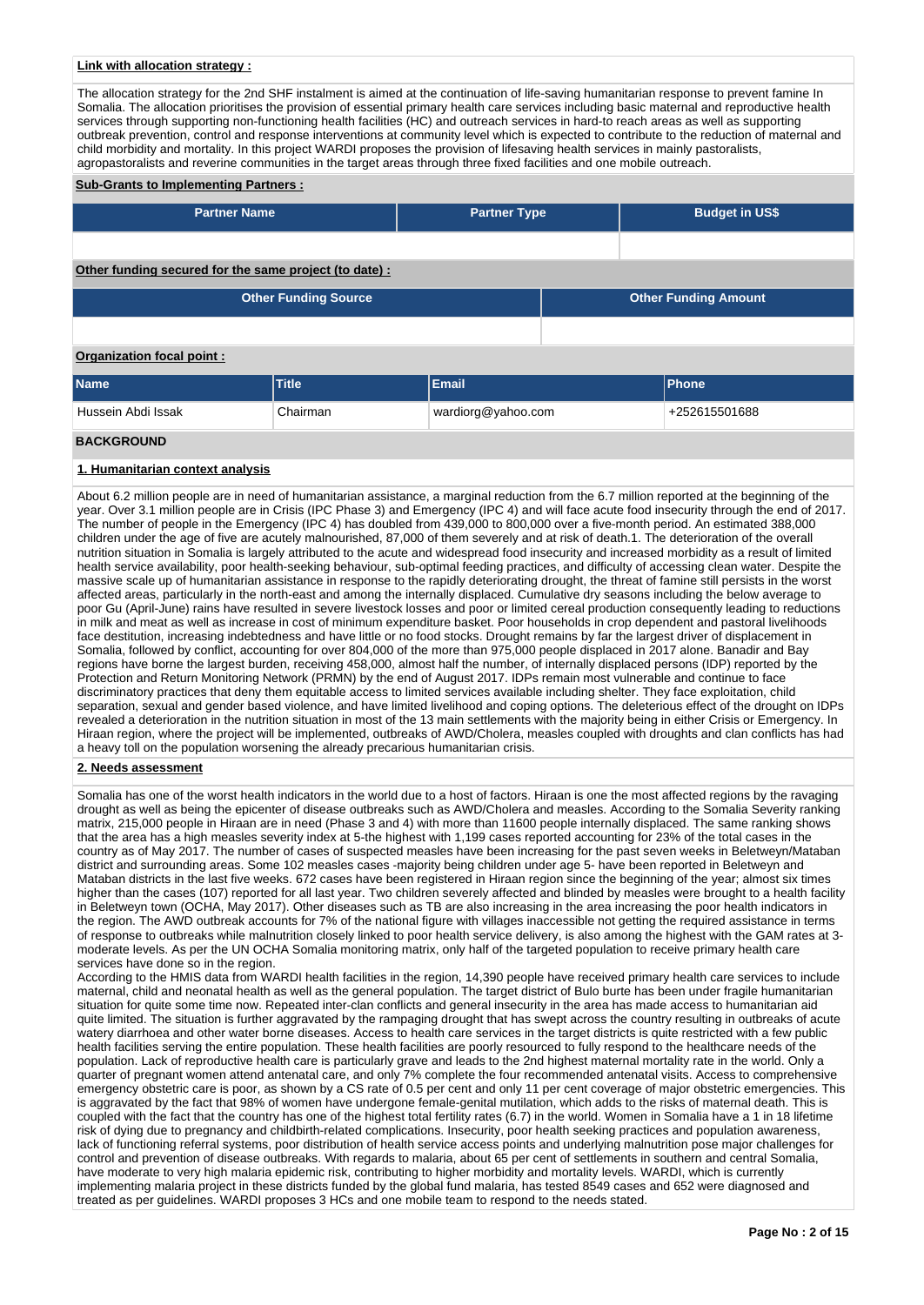**Link with allocation strategy :**

The allocation strategy for the 2nd SHF instalment is aimed at the continuation of life-saving humanitarian response to prevent famine In Somalia. The allocation prioritises the provision of essential primary health care services including basic maternal and reproductive health services through supporting non-functioning health facilities (HC) and outreach services in hard-to reach areas as well as supporting outbreak prevention, control and response interventions at community level which is expected to contribute to the reduction of maternal and child morbidity and mortality. In this project WARDI proposes the provision of lifesaving health services in mainly pastoralists, agropastoralists and reverine communities in the target areas through three fixed facilities and one mobile outreach.

**Sub-Grants to Implementing Partners :**

| Partner Name | Partner Type | Budget in US$ |
|---|---|---|
| | | |

**Other funding secured for the same project (to date) :**

| Other Funding Source | Other Funding Amount |
|---|---|
| | |

**Organization focal point :**

| Name | Title | Email | Phone |
|---|---|---|---|
| Hussein Abdi Issak | Chairman | wardiorg@yahoo.com | +252615501688 |

## BACKGROUND

### 1. Humanitarian context analysis

About 6.2 million people are in need of humanitarian assistance, a marginal reduction from the 6.7 million reported at the beginning of the year. Over 3.1 million people are in Crisis (IPC Phase 3) and Emergency (IPC 4) and will face acute food insecurity through the end of 2017. The number of people in the Emergency (IPC 4) has doubled from 439,000 to 800,000 over a five-month period. An estimated 388,000 children under the age of five are acutely malnourished, 87,000 of them severely and at risk of death.1. The deterioration of the overall nutrition situation in Somalia is largely attributed to the acute and widespread food insecurity and increased morbidity as a result of limited health service availability, poor health-seeking behaviour, sub-optimal feeding practices, and difficulty of accessing clean water. Despite the massive scale up of humanitarian assistance in response to the rapidly deteriorating drought, the threat of famine still persists in the worst affected areas, particularly in the north-east and among the internally displaced. Cumulative dry seasons including the below average to poor Gu (April-June) rains have resulted in severe livestock losses and poor or limited cereal production consequently leading to reductions in milk and meat as well as increase in cost of minimum expenditure basket. Poor households in crop dependent and pastoral livelihoods face destitution, increasing indebtedness and have little or no food stocks. Drought remains by far the largest driver of displacement in Somalia, followed by conflict, accounting for over 804,000 of the more than 975,000 people displaced in 2017 alone. Banadir and Bay regions have borne the largest burden, receiving 458,000, almost half the number, of internally displaced persons (IDP) reported by the Protection and Return Monitoring Network (PRMN) by the end of August 2017. IDPs remain most vulnerable and continue to face discriminatory practices that deny them equitable access to limited services available including shelter. They face exploitation, child separation, sexual and gender based violence, and have limited livelihood and coping options. The deleterious effect of the drought on IDPs revealed a deterioration in the nutrition situation in most of the 13 main settlements with the majority being in either Crisis or Emergency. In Hiraan region, where the project will be implemented, outbreaks of AWD/Cholera, measles coupled with droughts and clan conflicts has had a heavy toll on the population worsening the already precarious humanitarian crisis.

### 2. Needs assessment

Somalia has one of the worst health indicators in the world due to a host of factors. Hiraan is one the most affected regions by the ravaging drought as well as being the epicenter of disease outbreaks such as AWD/Cholera and measles. According to the Somalia Severity ranking matrix, 215,000 people in Hiraan are in need (Phase 3 and 4) with more than 11600 people internally displaced. The same ranking shows that the area has a high measles severity index at 5-the highest with 1,199 cases reported accounting for 23% of the total cases in the country as of May 2017. The number of cases of suspected measles have been increasing for the past seven weeks in Beletweyn/Mataban district and surrounding areas. Some 102 measles cases -majority being children under age 5- have been reported in Beletweyn and Mataban districts in the last five weeks. 672 cases have been registered in Hiraan region since the beginning of the year; almost six times higher than the cases (107) reported for all last year. Two children severely affected and blinded by measles were brought to a health facility in Beletweyn town (OCHA, May 2017). Other diseases such as TB are also increasing in the area increasing the poor health indicators in the region. The AWD outbreak accounts for 7% of the national figure with villages inaccessible not getting the required assistance in terms of response to outbreaks while malnutrition closely linked to poor health service delivery, is also among the highest with the GAM rates at 3-moderate levels. As per the UN OCHA Somalia monitoring matrix, only half of the targeted population to receive primary health care services have done so in the region.

According to the HMIS data from WARDI health facilities in the region, 14,390 people have received primary health care services to include maternal, child and neonatal health as well as the general population. The target district of Bulo burte has been under fragile humanitarian situation for quite some time now. Repeated inter-clan conflicts and general insecurity in the area has made access to humanitarian aid quite limited. The situation is further aggravated by the rampaging drought that has swept across the country resulting in outbreaks of acute watery diarrhoea and other water borne diseases. Access to health care services in the target districts is quite restricted with a few public health facilities serving the entire population. These health facilities are poorly resourced to fully respond to the healthcare needs of the population. Lack of reproductive health care is particularly grave and leads to the 2nd highest maternal mortality rate in the world. Only a quarter of pregnant women attend antenatal care, and only 7% complete the four recommended antenatal visits. Access to comprehensive emergency obstetric care is poor, as shown by a CS rate of 0.5 per cent and only 11 per cent coverage of major obstetric emergencies. This is aggravated by the fact that 98% of women have undergone female-genital mutilation, which adds to the risks of maternal death. This is coupled with the fact that the country has one of the highest total fertility rates (6.7) in the world. Women in Somalia have a 1 in 18 lifetime risk of dying due to pregnancy and childbirth-related complications. Insecurity, poor health seeking practices and population awareness, lack of functioning referral systems, poor distribution of health service access points and underlying malnutrition pose major challenges for control and prevention of disease outbreaks. With regards to malaria, about 65 per cent of settlements in southern and central Somalia, have moderate to very high malaria epidemic risk, contributing to higher morbidity and mortality levels. WARDI, which is currently implementing malaria project in these districts funded by the global fund malaria, has tested 8549 cases and 652 were diagnosed and treated as per guidelines. WARDI proposes 3 HCs and one mobile team to respond to the needs stated.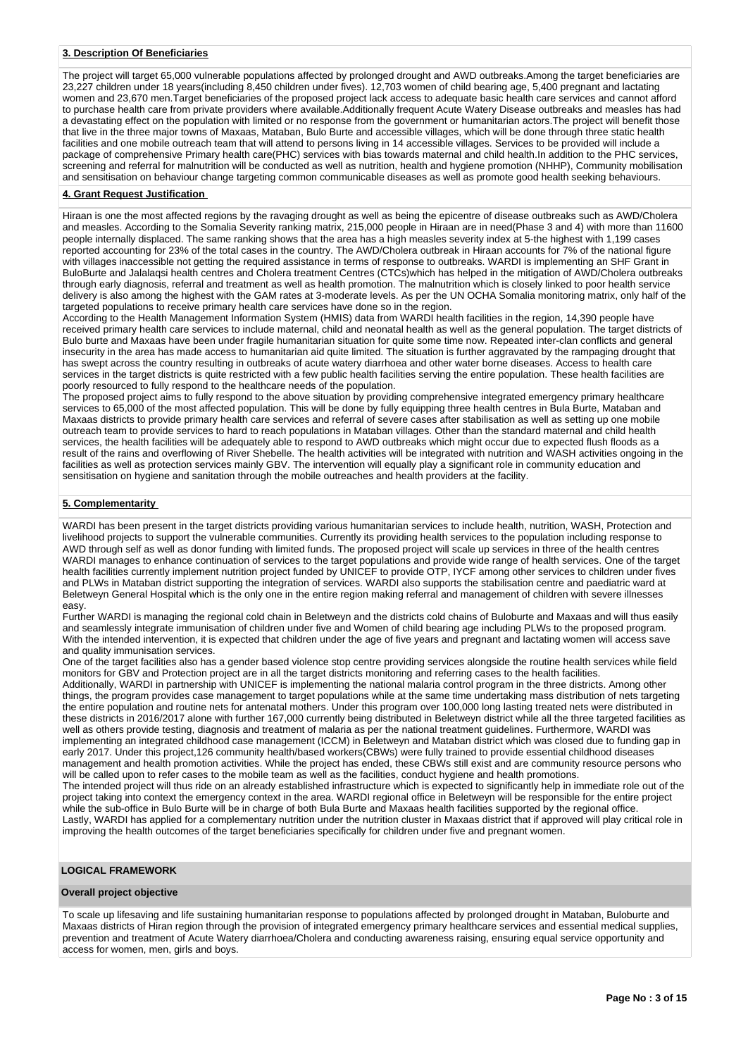**3. Description Of Beneficiaries**

The project will target 65,000 vulnerable populations affected by prolonged drought and AWD outbreaks.Among the target beneficiaries are 23,227 children under 18 years(including 8,450 children under fives). 12,703 women of child bearing age, 5,400 pregnant and lactating women and 23,670 men.Target beneficiaries of the proposed project lack access to adequate basic health care services and cannot afford to purchase health care from private providers where available.Additionally frequent Acute Watery Disease outbreaks and measles has had a devastating effect on the population with limited or no response from the government or humanitarian actors.The project will benefit those that live in the three major towns of Maxaas, Mataban, Bulo Burte and accessible villages, which will be done through three static health facilities and one mobile outreach team that will attend to persons living in 14 accessible villages. Services to be provided will include a package of comprehensive Primary health care(PHC) services with bias towards maternal and child health.In addition to the PHC services, screening and referral for malnutrition will be conducted as well as nutrition, health and hygiene promotion (NHHP), Community mobilisation and sensitisation on behaviour change targeting common communicable diseases as well as promote good health seeking behaviours.

**4. Grant Request Justification**

Hiraan is one the most affected regions by the ravaging drought as well as being the epicentre of disease outbreaks such as AWD/Cholera and measles. According to the Somalia Severity ranking matrix, 215,000 people in Hiraan are in need(Phase 3 and 4) with more than 11600 people internally displaced. The same ranking shows that the area has a high measles severity index at 5-the highest with 1,199 cases reported accounting for 23% of the total cases in the country. The AWD/Cholera outbreak in Hiraan accounts for 7% of the national figure with villages inaccessible not getting the required assistance in terms of response to outbreaks. WARDI is implementing an SHF Grant in BuloBurte and Jalalaqsi health centres and Cholera treatment Centres (CTCs)which has helped in the mitigation of AWD/Cholera outbreaks through early diagnosis, referral and treatment as well as health promotion. The malnutrition which is closely linked to poor health service delivery is also among the highest with the GAM rates at 3-moderate levels. As per the UN OCHA Somalia monitoring matrix, only half of the targeted populations to receive primary health care services have done so in the region.
According to the Health Management Information System (HMIS) data from WARDI health facilities in the region, 14,390 people have received primary health care services to include maternal, child and neonatal health as well as the general population. The target districts of Bulo burte and Maxaas have been under fragile humanitarian situation for quite some time now. Repeated inter-clan conflicts and general insecurity in the area has made access to humanitarian aid quite limited. The situation is further aggravated by the rampaging drought that has swept across the country resulting in outbreaks of acute watery diarrhoea and other water borne diseases. Access to health care services in the target districts is quite restricted with a few public health facilities serving the entire population. These health facilities are poorly resourced to fully respond to the healthcare needs of the population.
The proposed project aims to fully respond to the above situation by providing comprehensive integrated emergency primary healthcare services to 65,000 of the most affected population. This will be done by fully equipping three health centres in Bula Burte, Mataban and Maxaas districts to provide primary health care services and referral of severe cases after stabilisation as well as setting up one mobile outreach team to provide services to hard to reach populations in Mataban villages. Other than the standard maternal and child health services, the health facilities will be adequately able to respond to AWD outbreaks which might occur due to expected flush floods as a result of the rains and overflowing of River Shebelle. The health activities will be integrated with nutrition and WASH activities ongoing in the facilities as well as protection services mainly GBV. The intervention will equally play a significant role in community education and sensitisation on hygiene and sanitation through the mobile outreaches and health providers at the facility.

**5. Complementarity**

WARDI has been present in the target districts providing various humanitarian services to include health, nutrition, WASH, Protection and livelihood projects to support the vulnerable communities. Currently its providing health services to the population including response to AWD through self as well as donor funding with limited funds. The proposed project will scale up services in three of the health centres WARDI manages to enhance continuation of services to the target populations and provide wide range of health services. One of the target health facilities currently implement nutrition project funded by UNICEF to provide OTP, IYCF among other services to children under fives and PLWs in Mataban district supporting the integration of services. WARDI also supports the stabilisation centre and paediatric ward at Beletweyn General Hospital which is the only one in the entire region making referral and management of children with severe illnesses easy.
Further WARDI is managing the regional cold chain in Beletweyn and the districts cold chains of Buloburte and Maxaas and will thus easily and seamlessly integrate immunisation of children under five and Women of child bearing age including PLWs to the proposed program. With the intended intervention, it is expected that children under the age of five years and pregnant and lactating women will access save and quality immunisation services.
One of the target facilities also has a gender based violence stop centre providing services alongside the routine health services while field monitors for GBV and Protection project are in all the target districts monitoring and referring cases to the health facilities.
Additionally, WARDI in partnership with UNICEF is implementing the national malaria control program in the three districts. Among other things, the program provides case management to target populations while at the same time undertaking mass distribution of nets targeting the entire population and routine nets for antenatal mothers. Under this program over 100,000 long lasting treated nets were distributed in these districts in 2016/2017 alone with further 167,000 currently being distributed in Beletweyn district while all the three targeted facilities as well as others provide testing, diagnosis and treatment of malaria as per the national treatment guidelines. Furthermore, WARDI was implementing an integrated childhood case management (ICCM) in Beletweyn and Mataban district which was closed due to funding gap in early 2017. Under this project,126 community health/based workers(CBWs) were fully trained to provide essential childhood diseases management and health promotion activities. While the project has ended, these CBWs still exist and are community resource persons who will be called upon to refer cases to the mobile team as well as the facilities, conduct hygiene and health promotions.
The intended project will thus ride on an already established infrastructure which is expected to significantly help in immediate role out of the project taking into context the emergency context in the area. WARDI regional office in Beletweyn will be responsible for the entire project while the sub-office in Bulo Burte will be in charge of both Bula Burte and Maxaas health facilities supported by the regional office.
Lastly, WARDI has applied for a complementary nutrition under the nutrition cluster in Maxaas district that if approved will play critical role in improving the health outcomes of the target beneficiaries specifically for children under five and pregnant women.

**LOGICAL FRAMEWORK**

**Overall project objective**

To scale up lifesaving and life sustaining humanitarian response to populations affected by prolonged drought in Mataban, Buloburte and Maxaas districts of Hiran region through the provision of integrated emergency primary healthcare services and essential medical supplies, prevention and treatment of Acute Watery diarrhoea/Cholera and conducting awareness raising, ensuring equal service opportunity and access for women, men, girls and boys.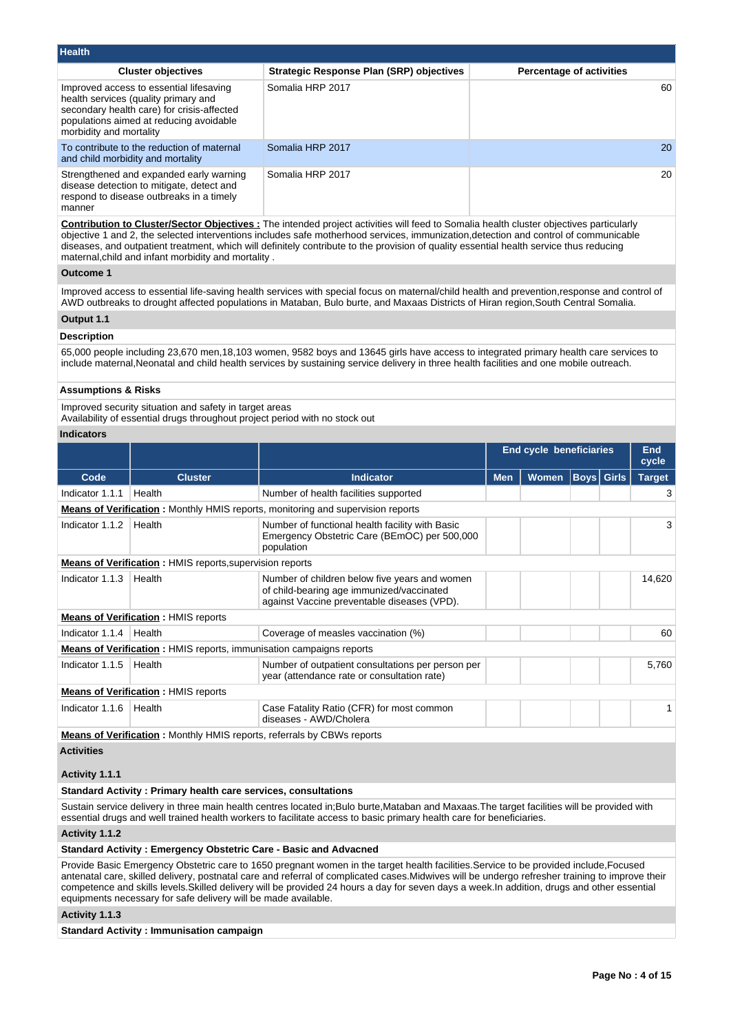## Health

| Cluster objectives | Strategic Response Plan (SRP) objectives | Percentage of activities |
|---|---|---|
| Improved access to essential lifesaving health services (quality primary and secondary health care) for crisis-affected populations aimed at reducing avoidable morbidity and mortality | Somalia HRP 2017 | 60 |
| To contribute to the reduction of maternal and child morbidity and mortality | Somalia HRP 2017 | 20 |
| Strengthened and expanded early warning disease detection to mitigate, detect and respond to disease outbreaks in a timely manner | Somalia HRP 2017 | 20 |

**Contribution to Cluster/Sector Objectives :** The intended project activities will feed to Somalia health cluster objectives particularly objective 1 and 2, the selected interventions includes safe motherhood services, immunization,detection and control of communicable diseases, and outpatient treatment, which will definitely contribute to the provision of quality essential health service thus reducing maternal,child and infant morbidity and mortality .

### Outcome 1

Improved access to essential life-saving health services with special focus on maternal/child health and prevention,response and control of AWD outbreaks to drought affected populations in Mataban, Bulo burte, and Maxaas Districts of Hiran region,South Central Somalia.

### Output 1.1

**Description**

65,000 people including 23,670 men,18,103 women, 9582 boys and 13645 girls have access to integrated primary health care services to include maternal,Neonatal and child health services by sustaining service delivery in three health facilities and one mobile outreach.

**Assumptions & Risks**

Improved security situation and safety in target areas
Availability of essential drugs throughout project period with no stock out

**Indicators**

| | | | End cycle beneficiaries | | | | End cycle |
|---|---|---|---|---|---|---|---|
| **Code** | **Cluster** | **Indicator** | **Men** | **Women** | **Boys** | **Girls** | **Target** |
| Indicator 1.1.1 | Health | Number of health facilities supported | | | | | 3 |
| **Means of Verification :** Monthly HMIS reports, monitoring and supervision reports | | | | | | | |
| Indicator 1.1.2 | Health | Number of functional health facility with Basic Emergency Obstetric Care (BEmOC) per 500,000 population | | | | | 3 |
| **Means of Verification :** HMIS reports,supervision reports | | | | | | | |
| Indicator 1.1.3 | Health | Number of children below five years and women of child-bearing age immunized/vaccinated against Vaccine preventable diseases (VPD). | | | | | 14,620 |
| **Means of Verification :** HMIS reports | | | | | | | |
| Indicator 1.1.4 | Health | Coverage of measles vaccination (%) | | | | | 60 |
| **Means of Verification :** HMIS reports, immunisation campaigns reports | | | | | | | |
| Indicator 1.1.5 | Health | Number of outpatient consultations per person per year (attendance rate or consultation rate) | | | | | 5,760 |
| **Means of Verification :** HMIS reports | | | | | | | |
| Indicator 1.1.6 | Health | Case Fatality Ratio (CFR) for most common diseases - AWD/Cholera | | | | | 1 |
| **Means of Verification :** Monthly HMIS reports, referrals by CBWs reports | | | | | | | |

**Activities**

**Activity 1.1.1**

**Standard Activity : Primary health care services, consultations**

Sustain service delivery in three main health centres located in;Bulo burte,Mataban and Maxaas.The target facilities will be provided with essential drugs and well trained health workers to facilitate access to basic primary health care for beneficiaries.

**Activity 1.1.2**

**Standard Activity : Emergency Obstetric Care - Basic and Advacned**

Provide Basic Emergency Obstetric care to 1650 pregnant women in the target health facilities.Service to be provided include,Focused antenatal care, skilled delivery, postnatal care and referral of complicated cases.Midwives will be undergo refresher training to improve their competence and skills levels.Skilled delivery will be provided 24 hours a day for seven days a week.In addition, drugs and other essential equipments necessary for safe delivery will be made available.

**Activity 1.1.3**

**Standard Activity : Immunisation campaign**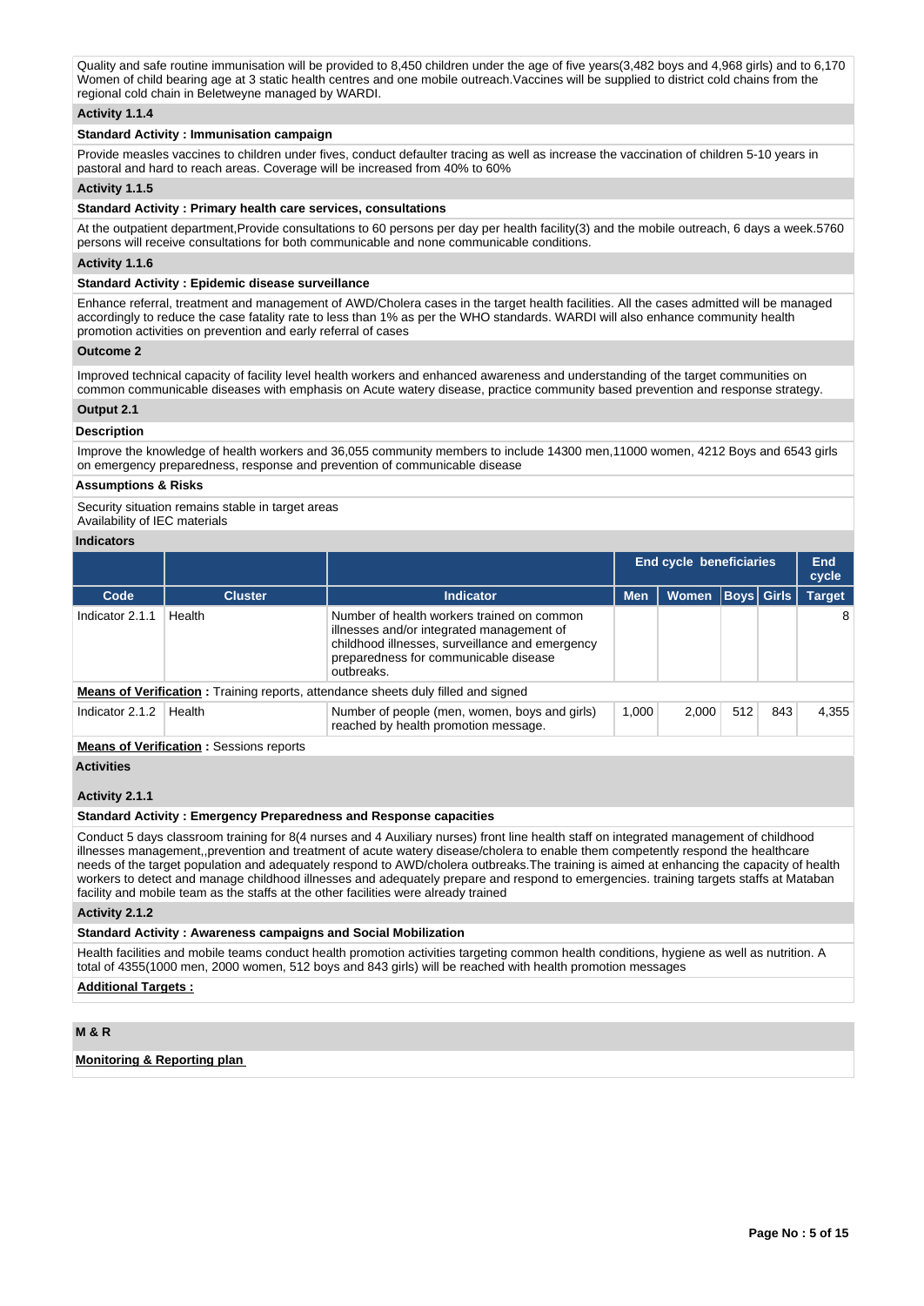Quality and safe routine immunisation will be provided to 8,450 children under the age of five years(3,482 boys and 4,968 girls) and to 6,170 Women of child bearing age at 3 static health centres and one mobile outreach.Vaccines will be supplied to district cold chains from the regional cold chain in Beletweyne managed by WARDI.

**Activity 1.1.4**

**Standard Activity : Immunisation campaign**

Provide measles vaccines to children under fives, conduct defaulter tracing as well as increase the vaccination of children 5-10 years in pastoral and hard to reach areas. Coverage will be increased from 40% to 60%

**Activity 1.1.5**

**Standard Activity : Primary health care services, consultations**

At the outpatient department,Provide consultations to 60 persons per day per health facility(3) and the mobile outreach, 6 days a week.5760 persons will receive consultations for both communicable and none communicable conditions.

**Activity 1.1.6**

**Standard Activity : Epidemic disease surveillance**

Enhance referral, treatment and management of AWD/Cholera cases in the target health facilities. All the cases admitted will be managed accordingly to reduce the case fatality rate to less than 1% as per the WHO standards. WARDI will also enhance community health promotion activities on prevention and early referral of cases

**Outcome 2**

Improved technical capacity of facility level health workers and enhanced awareness and understanding of the target communities on common communicable diseases with emphasis on Acute watery disease, practice community based prevention and response strategy.

**Output 2.1**

**Description**

Improve the knowledge of health workers and 36,055 community members to include 14300 men,11000 women, 4212 Boys and 6543 girls on emergency preparedness, response and prevention of communicable disease

**Assumptions & Risks**

Security situation remains stable in target areas
Availability of IEC materials

**Indicators**

| | | | End cycle beneficiaries | | | | End cycle |
|---|---|---|---|---|---|---|---|
| Code | Cluster | Indicator | Men | Women | Boys | Girls | Target |
| Indicator 2.1.1 | Health | Number of health workers trained on common illnesses and/or integrated management of childhood illnesses, surveillance and emergency preparedness for communicable disease outbreaks. | | | | | 8 |

**Means of Verification :** Training reports, attendance sheets duly filled and signed

| Code | Cluster | Indicator | Men | Women | Boys | Girls | Target |
|---|---|---|---|---|---|---|---|
| Indicator 2.1.2 | Health | Number of people (men, women, boys and girls) reached by health promotion message. | 1,000 | 2,000 | 512 | 843 | 4,355 |

**Means of Verification :** Sessions reports

**Activities**

**Activity 2.1.1**

**Standard Activity : Emergency Preparedness and Response capacities**

Conduct 5 days classroom training for 8(4 nurses and 4 Auxiliary nurses) front line health staff on integrated management of childhood illnesses management,,prevention and treatment of acute watery disease/cholera to enable them competently respond the healthcare needs of the target population and adequately respond to AWD/cholera outbreaks.The training is aimed at enhancing the capacity of health workers to detect and manage childhood illnesses and adequately prepare and respond to emergencies. training targets staffs at Mataban facility and mobile team as the staffs at the other facilities were already trained

**Activity 2.1.2**

**Standard Activity : Awareness campaigns and Social Mobilization**

Health facilities and mobile teams conduct health promotion activities targeting common health conditions, hygiene as well as nutrition. A total of 4355(1000 men, 2000 women, 512 boys and 843 girls) will be reached with health promotion messages

**Additional Targets :**

**M & R**

**Monitoring & Reporting plan**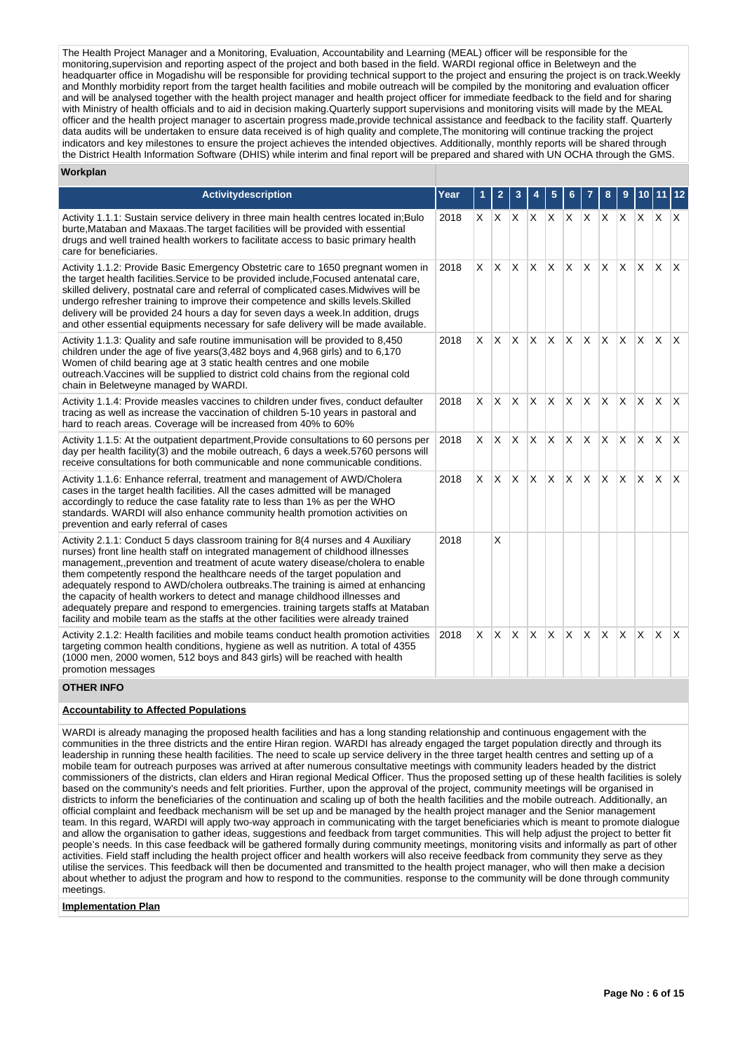The Health Project Manager and a Monitoring, Evaluation, Accountability and Learning (MEAL) officer will be responsible for the monitoring,supervision and reporting aspect of the project and both based in the field. WARDI regional office in Beletweyn and the headquarter office in Mogadishu will be responsible for providing technical support to the project and ensuring the project is on track.Weekly and Monthly morbidity report from the target health facilities and mobile outreach will be compiled by the monitoring and evaluation officer and will be analysed together with the health project manager and health project officer for immediate feedback to the field and for sharing with Ministry of health officials and to aid in decision making.Quarterly support supervisions and monitoring visits will made by the MEAL officer and the health project manager to ascertain progress made,provide technical assistance and feedback to the facility staff. Quarterly data audits will be undertaken to ensure data received is of high quality and complete,The monitoring will continue tracking the project indicators and key milestones to ensure the project achieves the intended objectives. Additionally, monthly reports will be shared through the District Health Information Software (DHIS) while interim and final report will be prepared and shared with UN OCHA through the GMS.

**Workplan**

| Activitydescription | Year | 1 | 2 | 3 | 4 | 5 | 6 | 7 | 8 | 9 | 10 | 11 | 12 |
|---|---|---|---|---|---|---|---|---|---|---|---|---|---|
| Activity 1.1.1: Sustain service delivery in three main health centres located in;Bulo burte,Mataban and Maxaas.The target facilities will be provided with essential drugs and well trained health workers to facilitate access to basic primary health care for beneficiaries. | 2018 | X | X | X | X | X | X | X | X | X | X | X | X |
| Activity 1.1.2: Provide Basic Emergency Obstetric care to 1650 pregnant women in the target health facilities.Service to be provided include,Focused antenatal care, skilled delivery, postnatal care and referral of complicated cases.Midwives will be undergo refresher training to improve their competence and skills levels.Skilled delivery will be provided 24 hours a day for seven days a week.In addition, drugs and other essential equipments necessary for safe delivery will be made available. | 2018 | X | X | X | X | X | X | X | X | X | X | X | X |
| Activity 1.1.3: Quality and safe routine immunisation will be provided to 8,450 children under the age of five years(3,482 boys and 4,968 girls) and to 6,170 Women of child bearing age at 3 static health centres and one mobile outreach.Vaccines will be supplied to district cold chains from the regional cold chain in Beletweyne managed by WARDI. | 2018 | X | X | X | X | X | X | X | X | X | X | X | X |
| Activity 1.1.4: Provide measles vaccines to children under fives, conduct defaulter tracing as well as increase the vaccination of children 5-10 years in pastoral and hard to reach areas. Coverage will be increased from 40% to 60% | 2018 | X | X | X | X | X | X | X | X | X | X | X | X |
| Activity 1.1.5: At the outpatient department,Provide consultations to 60 persons per day per health facility(3) and the mobile outreach, 6 days a week.5760 persons will receive consultations for both communicable and none communicable conditions. | 2018 | X | X | X | X | X | X | X | X | X | X | X | X |
| Activity 1.1.6: Enhance referral, treatment and management of AWD/Cholera cases in the target health facilities. All the cases admitted will be managed accordingly to reduce the case fatality rate to less than 1% as per the WHO standards. WARDI will also enhance community health promotion activities on prevention and early referral of cases | 2018 | X | X | X | X | X | X | X | X | X | X | X | X |
| Activity 2.1.1: Conduct 5 days classroom training for 8(4 nurses and 4 Auxiliary nurses) front line health staff on integrated management of childhood illnesses management,,prevention and treatment of acute watery disease/cholera to enable them competently respond the healthcare needs of the target population and adequately respond to AWD/cholera outbreaks.The training is aimed at enhancing the capacity of health workers to detect and manage childhood illnesses and adequately prepare and respond to emergencies. training targets staffs at Mataban facility and mobile team as the staffs at the other facilities were already trained | 2018 | | X | | | | | | | | | | |
| Activity 2.1.2: Health facilities and mobile teams conduct health promotion activities targeting common health conditions, hygiene as well as nutrition. A total of 4355 (1000 men, 2000 women, 512 boys and 843 girls) will be reached with health promotion messages | 2018 | X | X | X | X | X | X | X | X | X | X | X | X |

**OTHER INFO**

**Accountability to Affected Populations**

WARDI is already managing the proposed health facilities and has a long standing relationship and continuous engagement with the communities in the three districts and the entire Hiran region. WARDI has already engaged the target population directly and through its leadership in running these health facilities. The need to scale up service delivery in the three target health centres and setting up of a mobile team for outreach purposes was arrived at after numerous consultative meetings with community leaders headed by the district commissioners of the districts, clan elders and Hiran regional Medical Officer. Thus the proposed setting up of these health facilities is solely based on the community's needs and felt priorities. Further, upon the approval of the project, community meetings will be organised in districts to inform the beneficiaries of the continuation and scaling up of both the health facilities and the mobile outreach. Additionally, an official complaint and feedback mechanism will be set up and be managed by the health project manager and the Senior management team. In this regard, WARDI will apply two-way approach in communicating with the target beneficiaries which is meant to promote dialogue and allow the organisation to gather ideas, suggestions and feedback from target communities. This will help adjust the project to better fit people's needs. In this case feedback will be gathered formally during community meetings, monitoring visits and informally as part of other activities. Field staff including the health project officer and health workers will also receive feedback from community they serve as they utilise the services. This feedback will then be documented and transmitted to the health project manager, who will then make a decision about whether to adjust the program and how to respond to the communities. response to the community will be done through community meetings.

**Implementation Plan**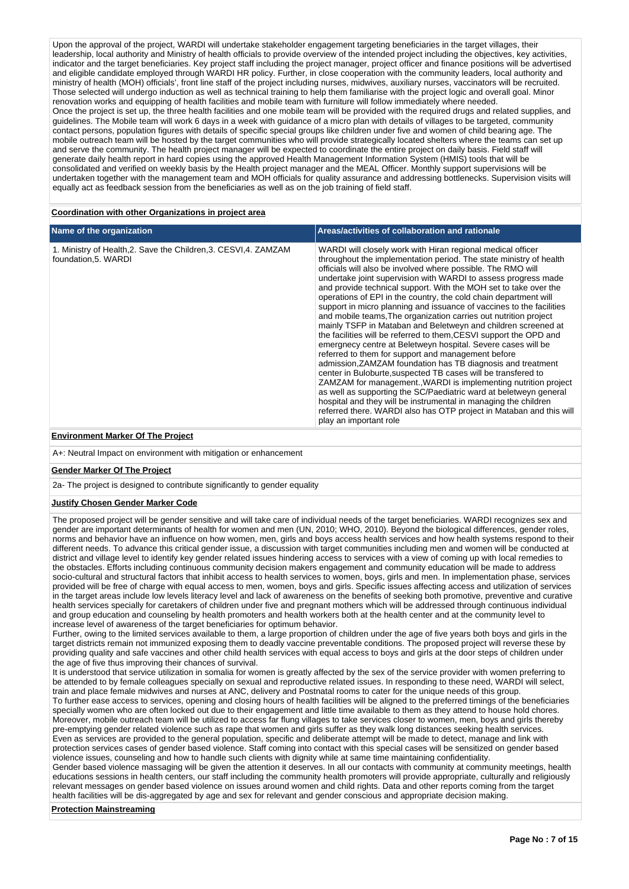Upon the approval of the project, WARDI will undertake stakeholder engagement targeting beneficiaries in the target villages, their leadership, local authority and Ministry of Health officials to provide overview of the intended project including the objectives, key activities, indicator and the target beneficiaries. Key project staff including the project manager, project officer and finance positions will be advertised and eligible candidate employed through WARDI HR policy. Further, in close cooperation with the community leaders, local authority and ministry of health (MOH) officials', front line staff of the project including nurses, midwives, auxiliary nurses, vaccinators will be recruited. Those selected will undergo induction as well as technical training to help them familiarise with the project logic and overall goal. Minor renovation works and equipping of health facilities and mobile team with furniture will follow immediately where needed.
Once the project is set up, the three health facilities and one mobile team will be provided with the required drugs and related supplies, and guidelines. The Mobile team will work 6 days in a week with guidance of a micro plan with details of villages to be targeted, community contact persons, population figures with details of specific special groups like children under five and women of child bearing age. The mobile outreach team will be hosted by the target communities who will provide strategically located shelters where the teams can set up and serve the community. The health project manager will be expected to coordinate the entire project on daily basis. Field staff will generate daily health report in hard copies using the approved Health Management Information System (HMIS) tools that will be consolidated and verified on weekly basis by the Health project manager and the MEAL Officer. Monthly support supervisions will be undertaken together with the management team and MOH officials for quality assurance and addressing bottlenecks. Supervision visits will equally act as feedback session from the beneficiaries as well as on the job training of field staff.

**Coordination with other Organizations in project area**

| Name of the organization | Areas/activities of collaboration and rationale |
|---|---|
| 1. Ministry of Health,2. Save the Children,3. CESVI,4. ZAMZAM foundation,5. WARDI | WARDI will closely work with Hiran regional medical officer throughout the implementation period. The state ministry of health officials will also be involved where possible. The RMO will undertake joint supervision with WARDI to assess progress made and provide technical support. With the MOH set to take over the operations of EPI in the country, the cold chain department will support in micro planning and issuance of vaccines to the facilities and mobile teams,The organization carries out nutrition project mainly TSFP in Mataban and Beletweyn and children screened at the facilities will be referred to them,CESVI support the OPD and emergnecy centre at Beletweyn hospital. Severe cases will be referred to them for support and management before admission,ZAMZAM foundation has TB diagnosis and treatment center in Buloburte,suspected TB cases will be transfered to ZAMZAM for management.,WARDI is implementing nutrition project as well as supporting the SC/Paediatric ward at beletweyn general hospital and they will be instrumental in managing the children referred there. WARDI also has OTP project in Mataban and this will play an important role |

**Environment Marker Of The Project**

A+: Neutral Impact on environment with mitigation or enhancement

**Gender Marker Of The Project**

2a- The project is designed to contribute significantly to gender equality

**Justify Chosen Gender Marker Code**

The proposed project will be gender sensitive and will take care of individual needs of the target beneficiaries. WARDI recognizes sex and gender are important determinants of health for women and men (UN, 2010; WHO, 2010). Beyond the biological differences, gender roles, norms and behavior have an influence on how women, men, girls and boys access health services and how health systems respond to their different needs. To advance this critical gender issue, a discussion with target communities including men and women will be conducted at district and village level to identify key gender related issues hindering access to services with a view of coming up with local remedies to the obstacles. Efforts including continuous community decision makers engagement and community education will be made to address socio-cultural and structural factors that inhibit access to health services to women, boys, girls and men. In implementation phase, services provided will be free of charge with equal access to men, women, boys and girls. Specific issues affecting access and utilization of services in the target areas include low levels literacy level and lack of awareness on the benefits of seeking both promotive, preventive and curative health services specially for caretakers of children under five and pregnant mothers which will be addressed through continuous individual and group education and counseling by health promoters and health workers both at the health center and at the community level to increase level of awareness of the target beneficiaries for optimum behavior.
Further, owing to the limited services available to them, a large proportion of children under the age of five years both boys and girls in the target districts remain not immunized exposing them to deadly vaccine preventable conditions. The proposed project will reverse these by providing quality and safe vaccines and other child health services with equal access to boys and girls at the door steps of children under the age of five thus improving their chances of survival.
It is understood that service utilization in somalia for women is greatly affected by the sex of the service provider with women preferring to be attended to by female colleagues specially on sexual and reproductive related issues. In responding to these need, WARDI will select, train and place female midwives and nurses at ANC, delivery and Postnatal rooms to cater for the unique needs of this group.
To further ease access to services, opening and closing hours of health facilities will be aligned to the preferred timings of the beneficiaries specially women who are often locked out due to their engagement and little time available to them as they attend to house hold chores. Moreover, mobile outreach team will be utilized to access far flung villages to take services closer to women, men, boys and girls thereby pre-emptying gender related violence such as rape that women and girls suffer as they walk long distances seeking health services.
Even as services are provided to the general population, specific and deliberate attempt will be made to detect, manage and link with protection services cases of gender based violence. Staff coming into contact with this special cases will be sensitized on gender based violence issues, counseling and how to handle such clients with dignity while at same time maintaining confidentiality.
Gender based violence massaging will be given the attention it deserves. In all our contacts with community at community meetings, health educations sessions in health centers, our staff including the community health promoters will provide appropriate, culturally and religiously relevant messages on gender based violence on issues around women and child rights. Data and other reports coming from the target health facilities will be dis-aggregated by age and sex for relevant and gender conscious and appropriate decision making.

**Protection Mainstreaming**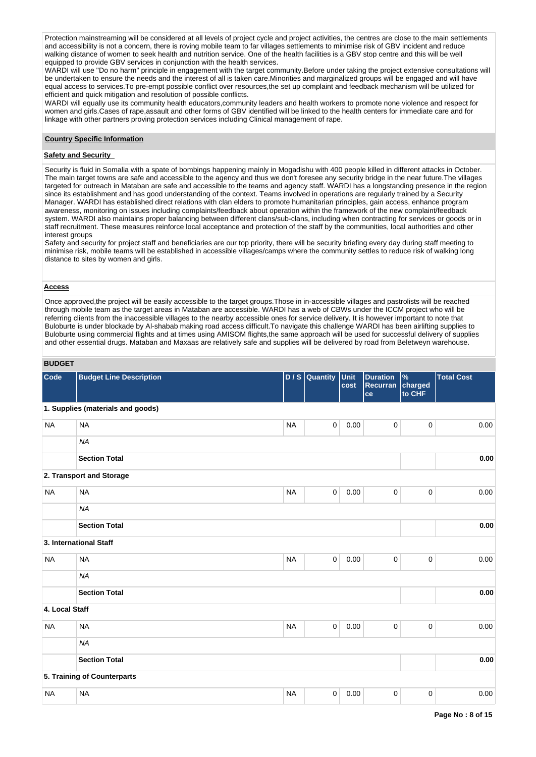Protection mainstreaming will be considered at all levels of project cycle and project activities, the centres are close to the main settlements and accessibility is not a concern, there is roving mobile team to far villages settlements to minimise risk of GBV incident and reduce walking distance of women to seek health and nutrition service. One of the health facilities is a GBV stop centre and this will be well equipped to provide GBV services in conjunction with the health services.
WARDI will use "Do no harm" principle in engagement with the target community.Before under taking the project extensive consultations will be undertaken to ensure the needs and the interest of all is taken care.Minorities and marginalized groups will be engaged and will have equal access to services.To pre-empt possible conflict over resources,the set up complaint and feedback mechanism will be utilized for efficient and quick mitigation and resolution of possible conflicts.
WARDI will equally use its community health educators,community leaders and health workers to promote none violence and respect for women and girls.Cases of rape,assault and other forms of GBV identified will be linked to the health centers for immediate care and for linkage with other partners proving protection services including Clinical management of rape.

**Country Specific Information**

**Safety and Security**

Security is fluid in Somalia with a spate of bombings happening mainly in Mogadishu with 400 people killed in different attacks in October. The main target towns are safe and accessible to the agency and thus we don't foresee any security bridge in the near future.The villages targeted for outreach in Mataban are safe and accessible to the teams and agency staff. WARDI has a longstanding presence in the region since its establishment and has good understanding of the context. Teams involved in operations are regularly trained by a Security Manager. WARDI has established direct relations with clan elders to promote humanitarian principles, gain access, enhance program awareness, monitoring on issues including complaints/feedback about operation within the framework of the new complaint/feedback system. WARDI also maintains proper balancing between different clans/sub-clans, including when contracting for services or goods or in staff recruitment. These measures reinforce local acceptance and protection of the staff by the communities, local authorities and other interest groups
Safety and security for project staff and beneficiaries are our top priority, there will be security briefing every day during staff meeting to minimise risk, mobile teams will be established in accessible villages/camps where the community settles to reduce risk of walking long distance to sites by women and girls.

**Access**

Once approved,the project will be easily accessible to the target groups.Those in in-accessible villages and pastrolists will be reached through mobile team as the target areas in Mataban are accessible. WARDI has a web of CBWs under the ICCM project who will be referring clients from the inaccessible villages to the nearby accessible ones for service delivery. It is however important to note that Buloburte is under blockade by Al-shabab making road access difficult.To navigate this challenge WARDI has been airlifting supplies to Buloburte using commercial flights and at times using AMISOM flights,the same approach will be used for successful delivery of supplies and other essential drugs. Mataban and Maxaas are relatively safe and supplies will be delivered by road from Beletweyn warehouse.

**BUDGET**

| Code | Budget Line Description | D / S | Quantity | Unit cost | Duration Recurrance | % charged to CHF | Total Cost |
|---|---|---|---|---|---|---|---|
| **1. Supplies (materials and goods)** | | | | | | | |
| NA | NA | NA | 0 | 0.00 | 0 | 0 | 0.00 |
| | *NA* | | | | | | |
| | **Section Total** | | | | | | **0.00** |
| **2. Transport and Storage** | | | | | | | |
| NA | NA | NA | 0 | 0.00 | 0 | 0 | 0.00 |
| | *NA* | | | | | | |
| | **Section Total** | | | | | | **0.00** |
| **3. International Staff** | | | | | | | |
| NA | NA | NA | 0 | 0.00 | 0 | 0 | 0.00 |
| | *NA* | | | | | | |
| | **Section Total** | | | | | | **0.00** |
| **4. Local Staff** | | | | | | | |
| NA | NA | NA | 0 | 0.00 | 0 | 0 | 0.00 |
| | *NA* | | | | | | |
| | **Section Total** | | | | | | **0.00** |
| **5. Training of Counterparts** | | | | | | | |
| NA | NA | NA | 0 | 0.00 | 0 | 0 | 0.00 |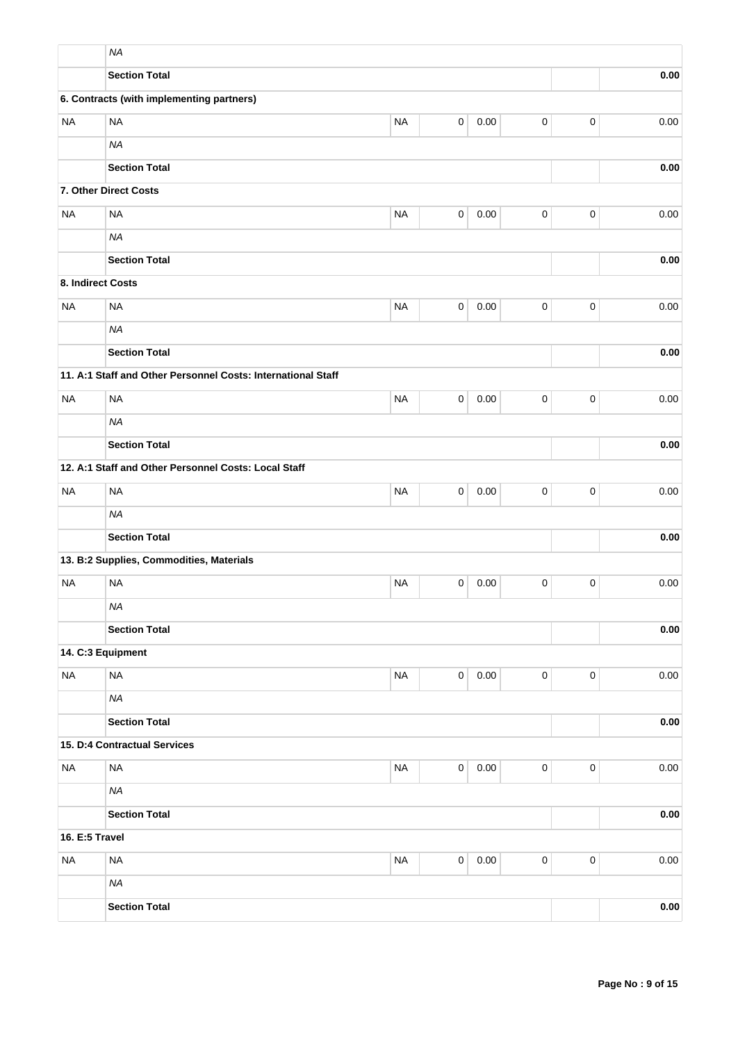| | | | | | | | |
|---|---|---|---|---|---|---|---|
| | *NA* | | | | | | |
| | **Section Total** | | | | | | **0.00** |
| **6. Contracts (with implementing partners)** | | | | | | | |
| NA | NA | NA | 0 | 0.00 | 0 | 0 | 0.00 |
| | *NA* | | | | | | |
| | **Section Total** | | | | | | **0.00** |
| **7. Other Direct Costs** | | | | | | | |
| NA | NA | NA | 0 | 0.00 | 0 | 0 | 0.00 |
| | *NA* | | | | | | |
| | **Section Total** | | | | | | **0.00** |
| **8. Indirect Costs** | | | | | | | |
| NA | NA | NA | 0 | 0.00 | 0 | 0 | 0.00 |
| | *NA* | | | | | | |
| | **Section Total** | | | | | | **0.00** |
| **11. A:1 Staff and Other Personnel Costs: International Staff** | | | | | | | |
| NA | NA | NA | 0 | 0.00 | 0 | 0 | 0.00 |
| | *NA* | | | | | | |
| | **Section Total** | | | | | | **0.00** |
| **12. A:1 Staff and Other Personnel Costs: Local Staff** | | | | | | | |
| NA | NA | NA | 0 | 0.00 | 0 | 0 | 0.00 |
| | *NA* | | | | | | |
| | **Section Total** | | | | | | **0.00** |
| **13. B:2 Supplies, Commodities, Materials** | | | | | | | |
| NA | NA | NA | 0 | 0.00 | 0 | 0 | 0.00 |
| | *NA* | | | | | | |
| | **Section Total** | | | | | | **0.00** |
| **14. C:3 Equipment** | | | | | | | |
| NA | NA | NA | 0 | 0.00 | 0 | 0 | 0.00 |
| | *NA* | | | | | | |
| | **Section Total** | | | | | | **0.00** |
| **15. D:4 Contractual Services** | | | | | | | |
| NA | NA | NA | 0 | 0.00 | 0 | 0 | 0.00 |
| | *NA* | | | | | | |
| | **Section Total** | | | | | | **0.00** |
| **16. E:5 Travel** | | | | | | | |
| NA | NA | NA | 0 | 0.00 | 0 | 0 | 0.00 |
| | *NA* | | | | | | |
| | **Section Total** | | | | | | **0.00** |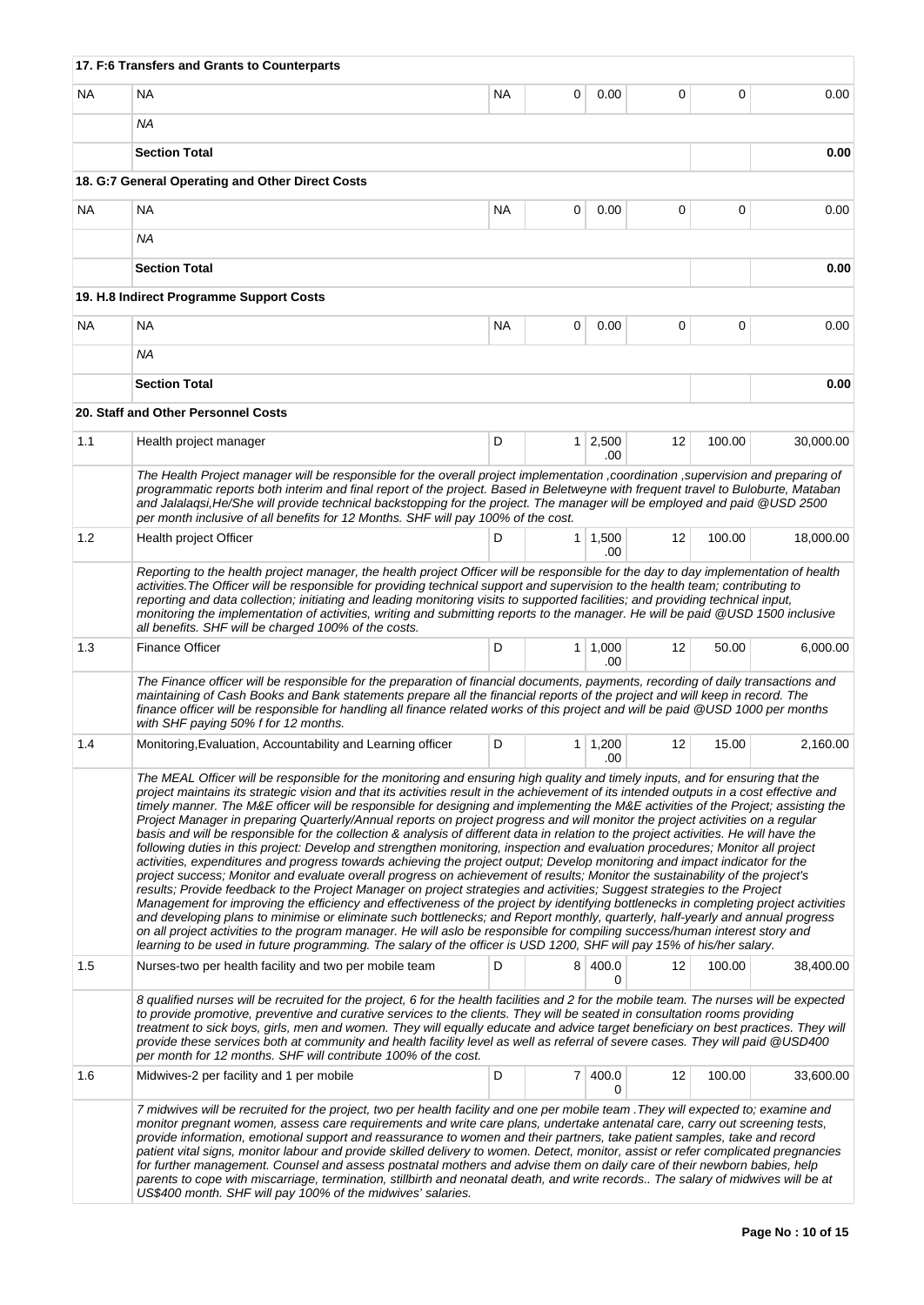| | | | | | | | |
|---|---|---|---|---|---|---|---|
| **17. F:6 Transfers and Grants to Counterparts** | | | | | | | |
| NA | NA | NA | 0 | 0.00 | 0 | 0 | 0.00 |
| | *NA* | | | | | | |
| | **Section Total** | | | | | | **0.00** |
| **18. G:7 General Operating and Other Direct Costs** | | | | | | | |
| NA | NA | NA | 0 | 0.00 | 0 | 0 | 0.00 |
| | *NA* | | | | | | |
| | **Section Total** | | | | | | **0.00** |
| **19. H.8 Indirect Programme Support Costs** | | | | | | | |
| NA | NA | NA | 0 | 0.00 | 0 | 0 | 0.00 |
| | *NA* | | | | | | |
| | **Section Total** | | | | | | **0.00** |
| **20. Staff and Other Personnel Costs** | | | | | | | |
| 1.1 | Health project manager | D | 1 | 2,500.00 | 12 | 100.00 | 30,000.00 |
| | *The Health Project manager will be responsible for the overall project implementation ,coordination ,supervision and preparing of programmatic reports both interim and final report of the project. Based in Beletweyne with frequent travel to Buloburte, Mataban and Jalalaqsi,He/She will provide technical backstopping for the project. The manager will be employed and paid @USD 2500 per month inclusive of all benefits for 12 Months. SHF will pay 100% of the cost.* | | | | | | |
| 1.2 | Health project Officer | D | 1 | 1,500.00 | 12 | 100.00 | 18,000.00 |
| | *Reporting to the health project manager, the health project Officer will be responsible for the day to day implementation of health activities.The Officer will be responsible for providing technical support and supervision to the health team; contributing to reporting and data collection; initiating and leading monitoring visits to supported facilities; and providing technical input, monitoring the implementation of activities, writing and submitting reports to the manager. He will be paid @USD 1500 inclusive all benefits. SHF will be charged 100% of the costs.* | | | | | | |
| 1.3 | Finance Officer | D | 1 | 1,000.00 | 12 | 50.00 | 6,000.00 |
| | *The Finance officer will be responsible for the preparation of financial documents, payments, recording of daily transactions and maintaining of Cash Books and Bank statements prepare all the financial reports of the project and will keep in record. The finance officer will be responsible for handling all finance related works of this project and will be paid @USD 1000 per months with SHF paying 50% f for 12 months.* | | | | | | |
| 1.4 | Monitoring,Evaluation, Accountability and Learning officer | D | 1 | 1,200.00 | 12 | 15.00 | 2,160.00 |
| | *The MEAL Officer will be responsible for the monitoring and ensuring high quality and timely inputs, and for ensuring that the project maintains its strategic vision and that its activities result in the achievement of its intended outputs in a cost effective and timely manner. The M&E officer will be responsible for designing and implementing the M&E activities of the Project; assisting the Project Manager in preparing Quarterly/Annual reports on project progress and will monitor the project activities on a regular basis and will be responsible for the collection & analysis of different data in relation to the project activities. He will have the following duties in this project: Develop and strengthen monitoring, inspection and evaluation procedures; Monitor all project activities, expenditures and progress towards achieving the project output; Develop monitoring and impact indicator for the project success; Monitor and evaluate overall progress on achievement of results; Monitor the sustainability of the project's results; Provide feedback to the Project Manager on project strategies and activities; Suggest strategies to the Project Management for improving the efficiency and effectiveness of the project by identifying bottlenecks in completing project activities and developing plans to minimise or eliminate such bottlenecks; and Report monthly, quarterly, half-yearly and annual progress on all project activities to the program manager. He will aslo be responsible for compiling success/human interest story and learning to be used in future programming. The salary of the officer is USD 1200, SHF will pay 15% of his/her salary.* | | | | | | |
| 1.5 | Nurses-two per health facility and two per mobile team | D | 8 | 400.00 | 12 | 100.00 | 38,400.00 |
| | *8 qualified nurses will be recruited for the project, 6 for the health facilities and 2 for the mobile team. The nurses will be expected to provide promotive, preventive and curative services to the clients. They will be seated in consultation rooms providing treatment to sick boys, girls, men and women. They will equally educate and advice target beneficiary on best practices. They will provide these services both at community and health facility level as well as referral of severe cases. They will paid @USD400 per month for 12 months. SHF will contribute 100% of the cost.* | | | | | | |
| 1.6 | Midwives-2 per facility and 1 per mobile | D | 7 | 400.00 | 12 | 100.00 | 33,600.00 |
| | *7 midwives will be recruited for the project, two per health facility and one per mobile team .They will expected to; examine and monitor pregnant women, assess care requirements and write care plans, undertake antenatal care, carry out screening tests, provide information, emotional support and reassurance to women and their partners, take patient samples, take and record patient vital signs, monitor labour and provide skilled delivery to women. Detect, monitor, assist or refer complicated pregnancies for further management. Counsel and assess postnatal mothers and advise them on daily care of their newborn babies, help parents to cope with miscarriage, termination, stillbirth and neonatal death, and write records.. The salary of midwives will be at US$400 month. SHF will pay 100% of the midwives' salaries.* | | | | | | |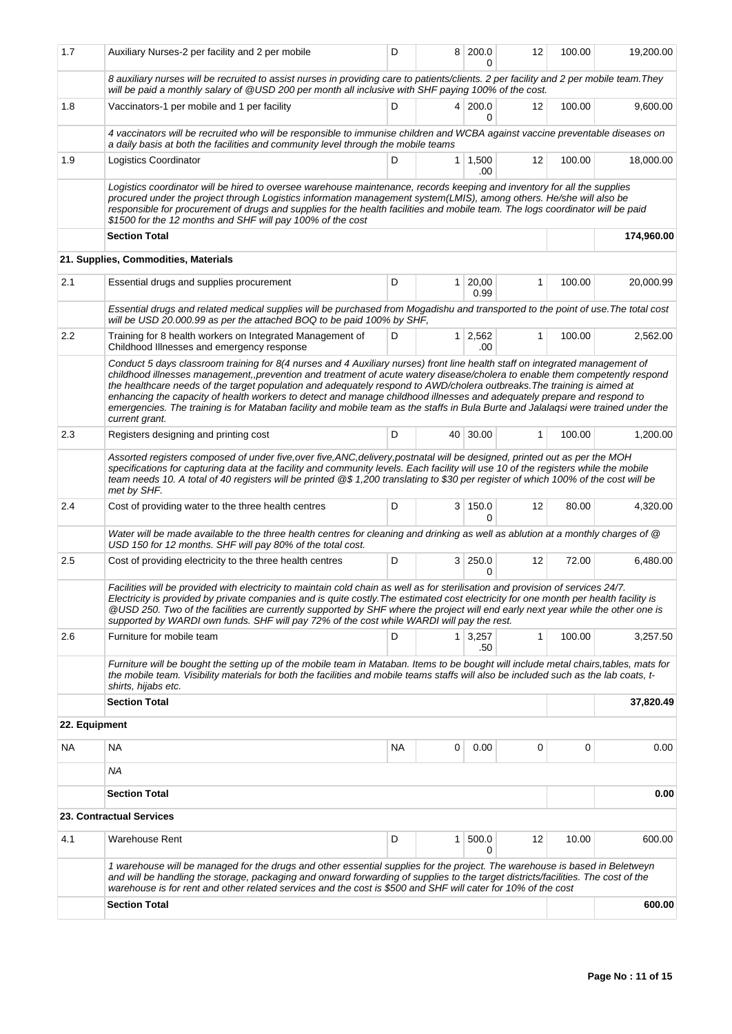| 1.7 | Auxiliary Nurses-2 per facility and 2 per mobile | D | 8 | 200.00 | 12 | 100.00 | 19,200.00 |
|---|---|---|---|---|---|---|---|
| | *8 auxiliary nurses will be recruited to assist nurses in providing care to patients/clients. 2 per facility and 2 per mobile team.They will be paid a monthly salary of @USD 200 per month all inclusive with SHF paying 100% of the cost.* | | | | | | |
| 1.8 | Vaccinators-1 per mobile and 1 per facility | D | 4 | 200.00 | 12 | 100.00 | 9,600.00 |
| | *4 vaccinators will be recruited who will be responsible to immunise children and WCBA against vaccine preventable diseases on a daily basis at both the facilities and community level through the mobile teams* | | | | | | |
| 1.9 | Logistics Coordinator | D | 1 | 1,500.00 | 12 | 100.00 | 18,000.00 |
| | *Logistics coordinator will be hired to oversee warehouse maintenance, records keeping and inventory for all the supplies procured under the project through Logistics information management system(LMIS), among others. He/she will also be responsible for procurement of drugs and supplies for the health facilities and mobile team. The logs coordinator will be paid $1500 for the 12 months and SHF will pay 100% of the cost* | | | | | | |
| | **Section Total** | | | | | | **174,960.00** |
| | **21. Supplies, Commodities, Materials** | | | | | | |
| 2.1 | Essential drugs and supplies procurement | D | 1 | 20,000.99 | 1 | 100.00 | 20,000.99 |
| | *Essential drugs and related medical supplies will be purchased from Mogadishu and transported to the point of use.The total cost will be USD 20.000.99 as per the attached BOQ to be paid 100% by SHF,* | | | | | | |
| 2.2 | Training for 8 health workers on Integrated Management of Childhood Illnesses and emergency response | D | 1 | 2,562.00 | 1 | 100.00 | 2,562.00 |
| | *Conduct 5 days classroom training for 8(4 nurses and 4 Auxiliary nurses) front line health staff on integrated management of childhood illnesses management,,prevention and treatment of acute watery disease/cholera to enable them competently respond the healthcare needs of the target population and adequately respond to AWD/cholera outbreaks.The training is aimed at enhancing the capacity of health workers to detect and manage childhood illnesses and adequately prepare and respond to emergencies. The training is for Mataban facility and mobile team as the staffs in Bula Burte and Jalalaqsi were trained under the current grant.* | | | | | | |
| 2.3 | Registers designing and printing cost | D | 40 | 30.00 | 1 | 100.00 | 1,200.00 |
| | *Assorted registers composed of under five,over five,ANC,delivery,postnatal will be designed, printed out as per the MOH specifications for capturing data at the facility and community levels. Each facility will use 10 of the registers while the mobile team needs 10. A total of 40 registers will be printed @$ 1,200 translating to $30 per register of which 100% of the cost will be met by SHF.* | | | | | | |
| 2.4 | Cost of providing water to the three health centres | D | 3 | 150.00 | 12 | 80.00 | 4,320.00 |
| | *Water will be made available to the three health centres for cleaning and drinking as well as ablution at a monthly charges of @ USD 150 for 12 months. SHF will pay 80% of the total cost.* | | | | | | |
| 2.5 | Cost of providing electricity to the three health centres | D | 3 | 250.00 | 12 | 72.00 | 6,480.00 |
| | *Facilities will be provided with electricity to maintain cold chain as well as for sterilisation and provision of services 24/7. Electricity is provided by private companies and is quite costly.The estimated cost electricity for one month per health facility is @USD 250. Two of the facilities are currently supported by SHF where the project will end early next year while the other one is supported by WARDI own funds. SHF will pay 72% of the cost while WARDI will pay the rest.* | | | | | | |
| 2.6 | Furniture for mobile team | D | 1 | 3,257.50 | 1 | 100.00 | 3,257.50 |
| | *Furniture will be bought the setting up of the mobile team in Mataban. Items to be bought will include metal chairs,tables, mats for the mobile team. Visibility materials for both the facilities and mobile teams staffs will also be included such as the lab coats, t-shirts, hijabs etc.* | | | | | | |
| | **Section Total** | | | | | | **37,820.49** |
| **22. Equipment** | | | | | | | |
| NA | NA | NA | 0 | 0.00 | 0 | 0 | 0.00 |
| | *NA* | | | | | | |
| | **Section Total** | | | | | | **0.00** |
| | **23. Contractual Services** | | | | | | |
| 4.1 | Warehouse Rent | D | 1 | 500.00 | 12 | 10.00 | 600.00 |
| | *1 warehouse will be managed for the drugs and other essential supplies for the project. The warehouse is based in Beletweyn and will be handling the storage, packaging and onward forwarding of supplies to the target districts/facilities. The cost of the warehouse is for rent and other related services and the cost is $500 and SHF will cater for 10% of the cost* | | | | | | |
| | **Section Total** | | | | | | **600.00** |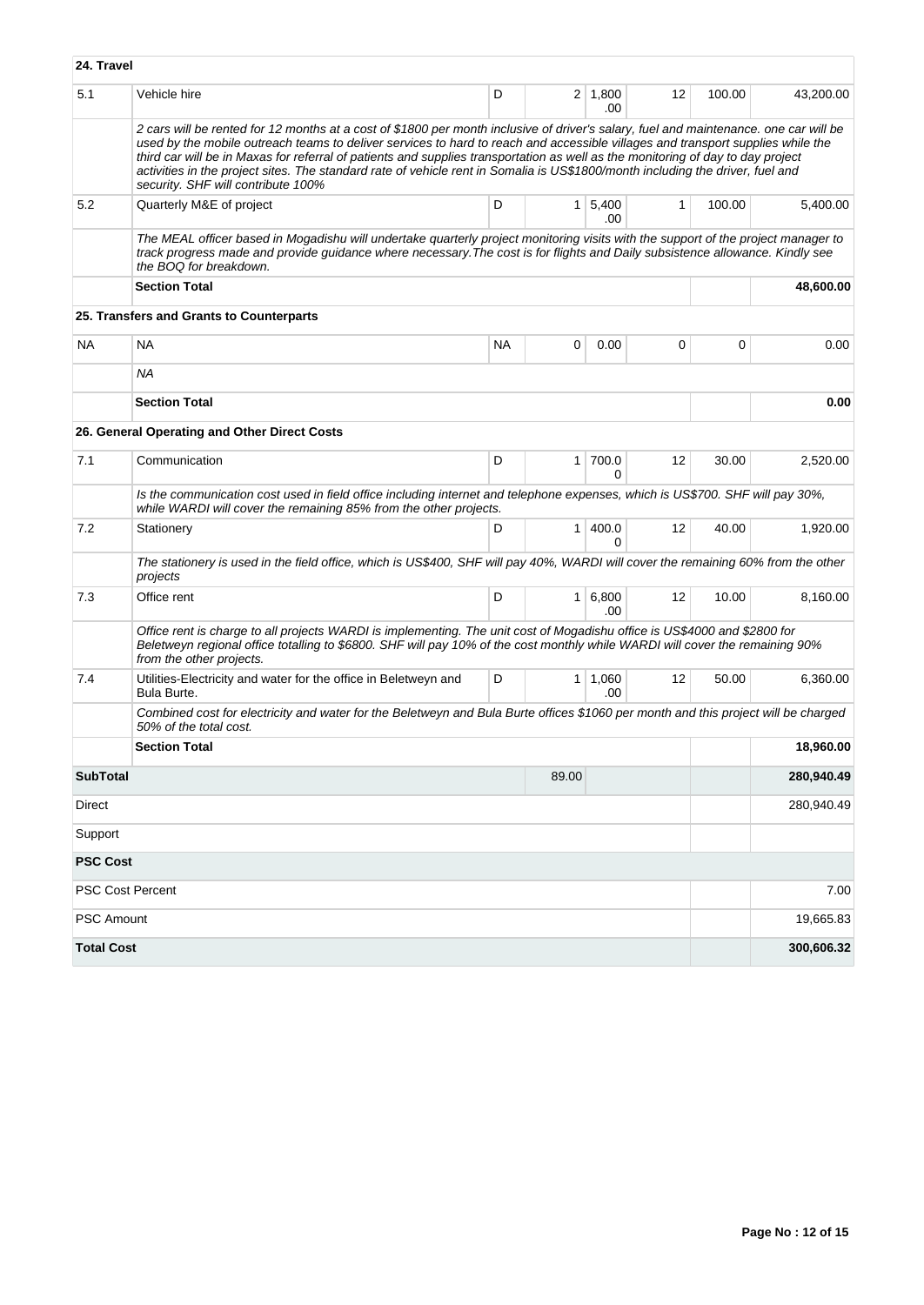| 24. Travel | | | | | | | |
|---|---|---|---|---|---|---|---|
| 5.1 | Vehicle hire | D | 2 | 1,800.00 | 12 | 100.00 | 43,200.00 |
| | *2 cars will be rented for 12 months at a cost of $1800 per month inclusive of driver's salary, fuel and maintenance. one car will be used by the mobile outreach teams to deliver services to hard to reach and accessible villages and transport supplies while the third car will be in Maxas for referral of patients and supplies transportation as well as the monitoring of day to day project activities in the project sites. The standard rate of vehicle rent in Somalia is US$1800/month including the driver, fuel and security. SHF will contribute 100%* | | | | | | |
| 5.2 | Quarterly M&E of project | D | 1 | 5,400.00 | 1 | 100.00 | 5,400.00 |
| | *The MEAL officer based in Mogadishu will undertake quarterly project monitoring visits with the support of the project manager to track progress made and provide guidance where necessary.The cost is for flights and Daily subsistence allowance. Kindly see the BOQ for breakdown.* | | | | | | |
| | **Section Total** | | | | | | **48,600.00** |
| | **25. Transfers and Grants to Counterparts** | | | | | | |
| NA | NA | NA | 0 | 0.00 | 0 | 0 | 0.00 |
| | *NA* | | | | | | |
| | **Section Total** | | | | | | **0.00** |
| | **26. General Operating and Other Direct Costs** | | | | | | |
| 7.1 | Communication | D | 1 | 700.00 | 12 | 30.00 | 2,520.00 |
| | *Is the communication cost used in field office including internet and telephone expenses, which is US$700. SHF will pay 30%, while WARDI will cover the remaining 85% from the other projects.* | | | | | | |
| 7.2 | Stationery | D | 1 | 400.00 | 12 | 40.00 | 1,920.00 |
| | *The stationery is used in the field office, which is US$400, SHF will pay 40%, WARDI will cover the remaining 60% from the other projects* | | | | | | |
| 7.3 | Office rent | D | 1 | 6,800.00 | 12 | 10.00 | 8,160.00 |
| | *Office rent is charge to all projects WARDI is implementing. The unit cost of Mogadishu office is US$4000 and $2800 for Beletweyn regional office totalling to $6800. SHF will pay 10% of the cost monthly while WARDI will cover the remaining 90% from the other projects.* | | | | | | |
| 7.4 | Utilities-Electricity and water for the office in Beletweyn and Bula Burte. | D | 1 | 1,060.00 | 12 | 50.00 | 6,360.00 |
| | *Combined cost for electricity and water for the Beletweyn and Bula Burte offices $1060 per month and this project will be charged 50% of the total cost.* | | | | | | |
| | **Section Total** | | | | | | **18,960.00** |
| **SubTotal** | | | 89.00 | | | | **280,940.49** |
| Direct | | | | | | | 280,940.49 |
| Support | | | | | | | |
| **PSC Cost** | | | | | | | |
| PSC Cost Percent | | | | | | | 7.00 |
| PSC Amount | | | | | | | 19,665.83 |
| **Total Cost** | | | | | | | **300,606.32** |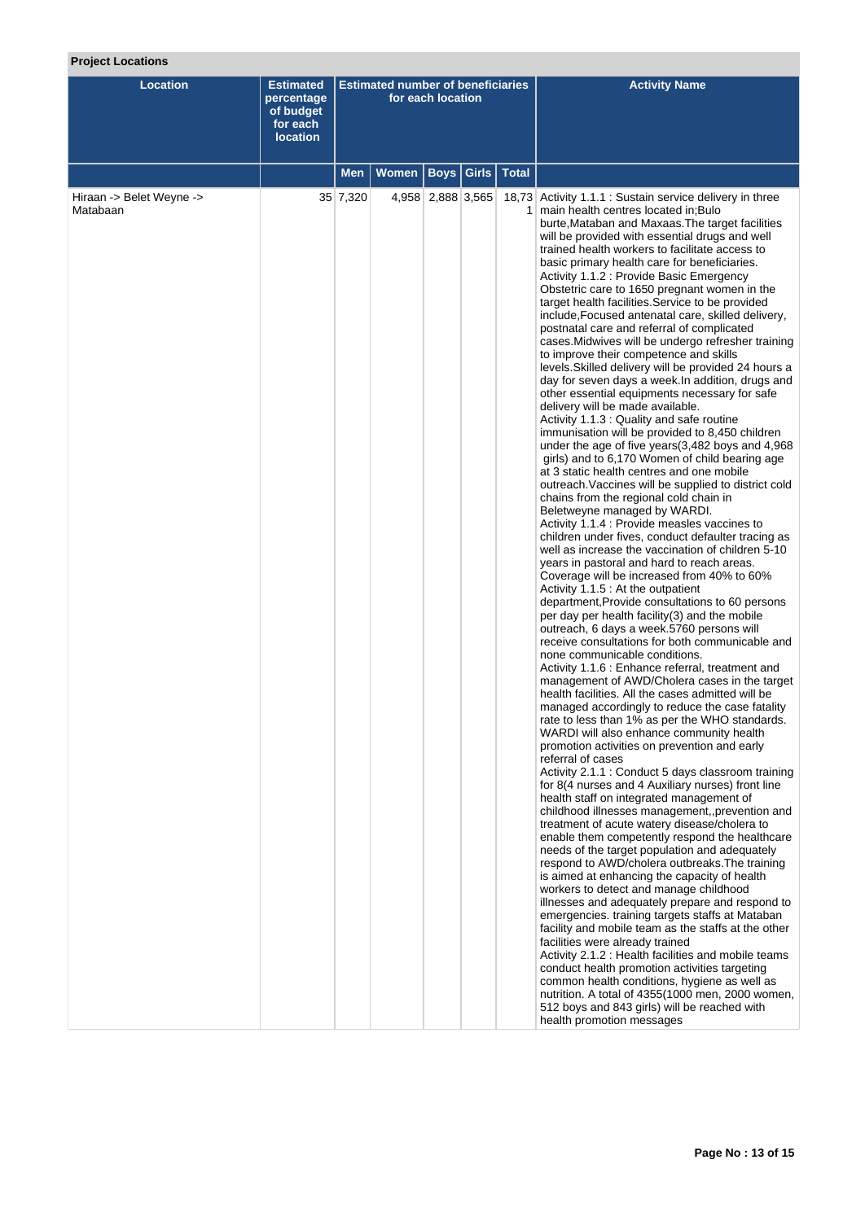**Project Locations**

| Location | Estimated percentage of budget for each location | Estimated number of beneficiaries for each location | | | | | Activity Name |
|---|---|---|---|---|---|---|---|
| | | Men | Women | Boys | Girls | Total | |
| Hiraan -> Belet Weyne -> Matabaan | 35 | 7,320 | 4,958 | 2,888 | 3,565 | 18,731 | Activity 1.1.1 : Sustain service delivery in three main health centres located in;Bulo burte,Mataban and Maxaas.The target facilities will be provided with essential drugs and well trained health workers to facilitate access to basic primary health care for beneficiaries.<br>Activity 1.1.2 : Provide Basic Emergency Obstetric care to 1650 pregnant women in the target health facilities.Service to be provided include,Focused antenatal care, skilled delivery, postnatal care and referral of complicated cases.Midwives will be undergo refresher training to improve their competence and skills levels.Skilled delivery will be provided 24 hours a day for seven days a week.In addition, drugs and other essential equipments necessary for safe delivery will be made available.<br>Activity 1.1.3 : Quality and safe routine immunisation will be provided to 8,450 children under the age of five years(3,482 boys and 4,968 girls) and to 6,170 Women of child bearing age at 3 static health centres and one mobile outreach.Vaccines will be supplied to district cold chains from the regional cold chain in Beletweyne managed by WARDI.<br>Activity 1.1.4 : Provide measles vaccines to children under fives, conduct defaulter tracing as well as increase the vaccination of children 5-10 years in pastoral and hard to reach areas. Coverage will be increased from 40% to 60%<br>Activity 1.1.5 : At the outpatient department,Provide consultations to 60 persons per day per health facility(3) and the mobile outreach, 6 days a week.5760 persons will receive consultations for both communicable and none communicable conditions.<br>Activity 1.1.6 : Enhance referral, treatment and management of AWD/Cholera cases in the target health facilities. All the cases admitted will be managed accordingly to reduce the case fatality rate to less than 1% as per the WHO standards. WARDI will also enhance community health promotion activities on prevention and early referral of cases<br>Activity 2.1.1 : Conduct 5 days classroom training for 8(4 nurses and 4 Auxiliary nurses) front line health staff on integrated management of childhood illnesses management,,prevention and treatment of acute watery disease/cholera to enable them competently respond the healthcare needs of the target population and adequately respond to AWD/cholera outbreaks.The training is aimed at enhancing the capacity of health workers to detect and manage childhood illnesses and adequately prepare and respond to emergencies. training targets staffs at Mataban facility and mobile team as the staffs at the other facilities were already trained<br>Activity 2.1.2 : Health facilities and mobile teams conduct health promotion activities targeting common health conditions, hygiene as well as nutrition. A total of 4355(1000 men, 2000 women, 512 boys and 843 girls) will be reached with health promotion messages |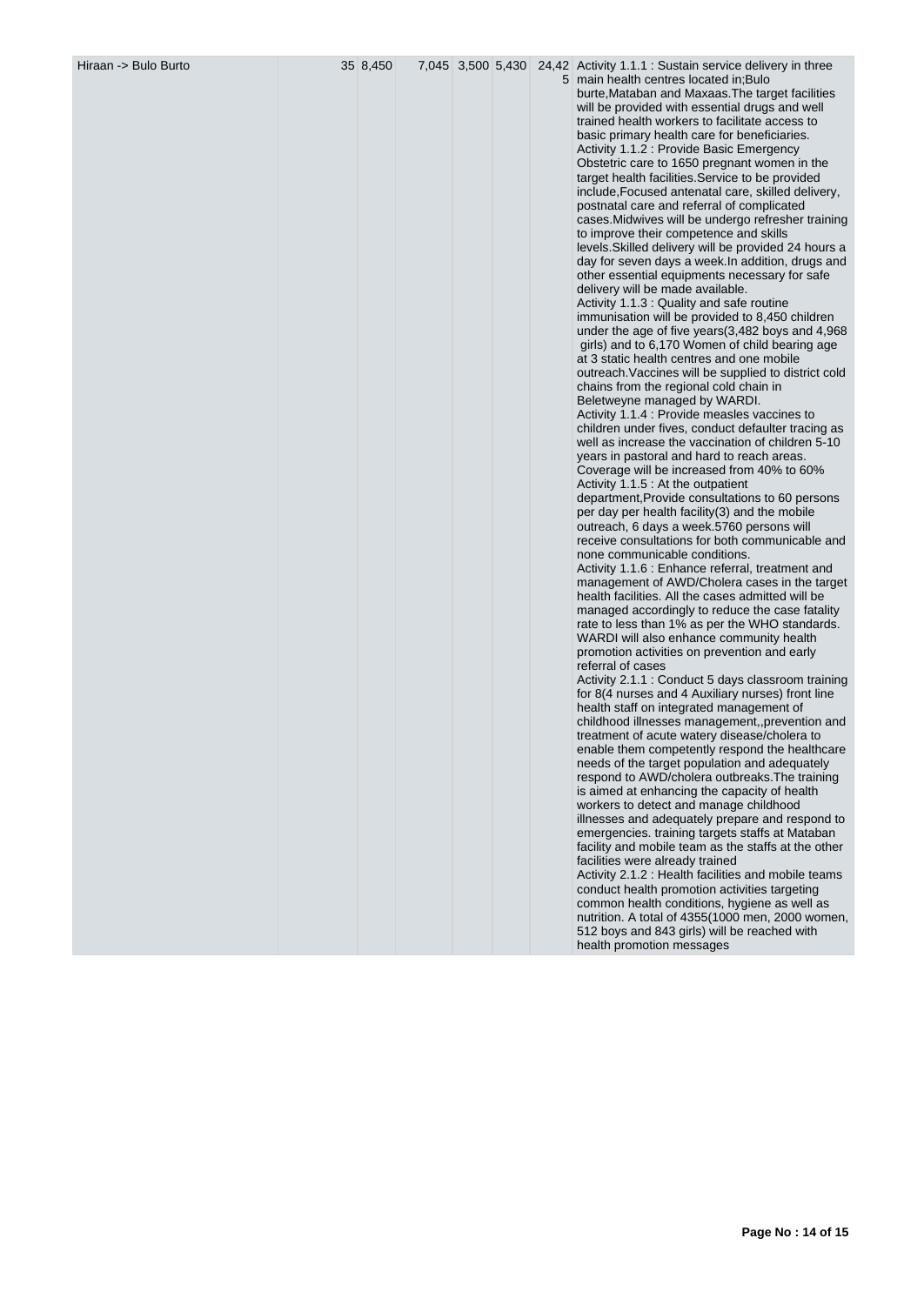| Hiraan -> Bulo Burto | | 35 | 8,450 | | 7,045 | 3,500 | 5,430 | 24,425 | Activity 1.1.1 : Sustain service delivery in three main health centres located in;Bulo burte,Mataban and Maxaas.The target facilities will be provided with essential drugs and well trained health workers to facilitate access to basic primary health care for beneficiaries.<br>Activity 1.1.2 : Provide Basic Emergency Obstetric care to 1650 pregnant women in the target health facilities.Service to be provided include,Focused antenatal care, skilled delivery, postnatal care and referral of complicated cases.Midwives will be undergo refresher training to improve their competence and skills levels.Skilled delivery will be provided 24 hours a day for seven days a week.In addition, drugs and other essential equipments necessary for safe delivery will be made available.<br>Activity 1.1.3 : Quality and safe routine immunisation will be provided to 8,450 children under the age of five years(3,482 boys and 4,968 girls) and to 6,170 Women of child bearing age at 3 static health centres and one mobile outreach.Vaccines will be supplied to district cold chains from the regional cold chain in Beletweyne managed by WARDI.<br>Activity 1.1.4 : Provide measles vaccines to children under fives, conduct defaulter tracing as well as increase the vaccination of children 5-10 years in pastoral and hard to reach areas. Coverage will be increased from 40% to 60%<br>Activity 1.1.5 : At the outpatient department,Provide consultations to 60 persons per day per health facility(3) and the mobile outreach, 6 days a week.5760 persons will receive consultations for both communicable and none communicable conditions.<br>Activity 1.1.6 : Enhance referral, treatment and management of AWD/Cholera cases in the target health facilities. All the cases admitted will be managed accordingly to reduce the case fatality rate to less than 1% as per the WHO standards. WARDI will also enhance community health promotion activities on prevention and early referral of cases<br>Activity 2.1.1 : Conduct 5 days classroom training for 8(4 nurses and 4 Auxiliary nurses) front line health staff on integrated management of childhood illnesses management,,prevention and treatment of acute watery disease/cholera to enable them competently respond the healthcare needs of the target population and adequately respond to AWD/cholera outbreaks.The training is aimed at enhancing the capacity of health workers to detect and manage childhood illnesses and adequately prepare and respond to emergencies. training targets staffs at Mataban facility and mobile team as the staffs at the other facilities were already trained<br>Activity 2.1.2 : Health facilities and mobile teams conduct health promotion activities targeting common health conditions, hygiene as well as nutrition. A total of 4355(1000 men, 2000 women, 512 boys and 843 girls) will be reached with health promotion messages |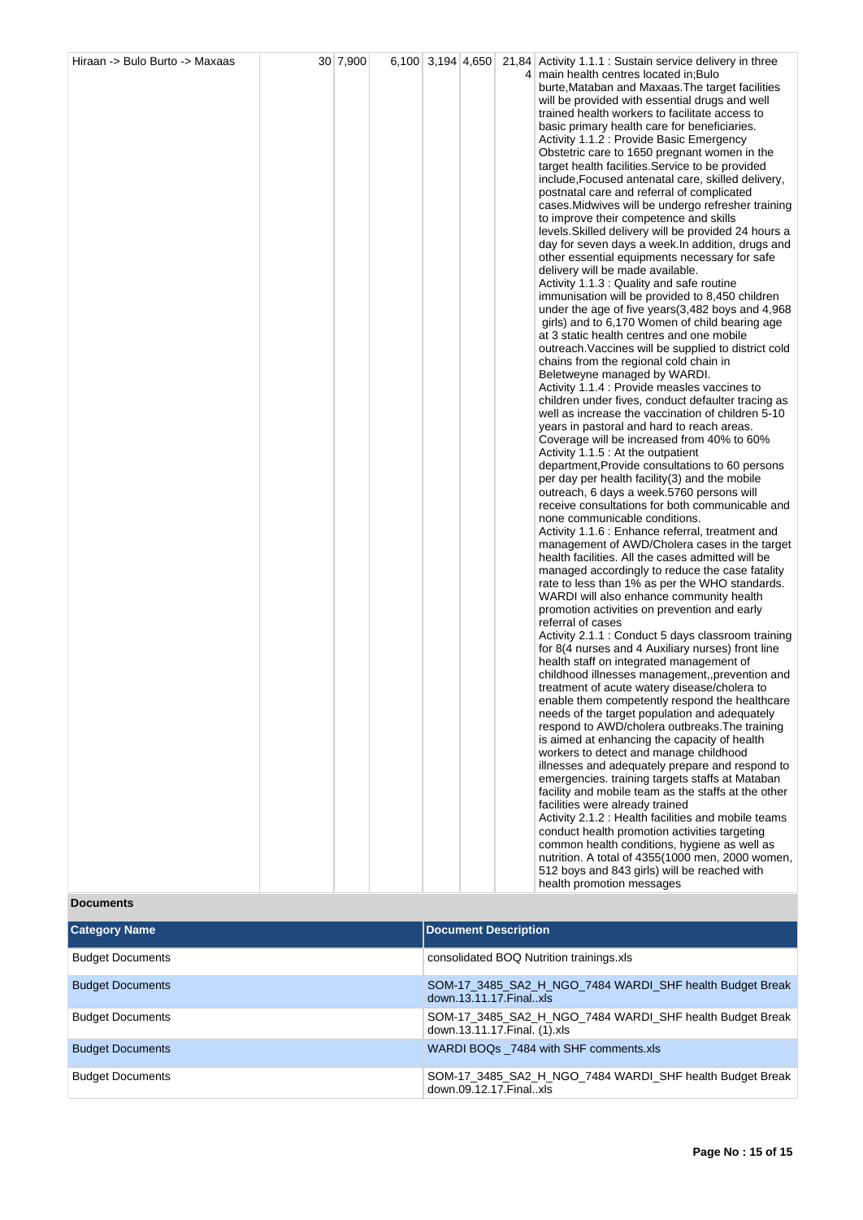| | | | | | | | |
|---|---|---|---|---|---|---|---|
| Hiraan -> Bulo Burto -> Maxaas | 30 | 7,900 | 6,100 | 3,194 | 4,650 | 21,844 | Activity 1.1.1 : Sustain service delivery in three main health centres located in;Bulo burte,Mataban and Maxaas.The target facilities will be provided with essential drugs and well trained health workers to facilitate access to basic primary health care for beneficiaries.<br>Activity 1.1.2 : Provide Basic Emergency Obstetric care to 1650 pregnant women in the target health facilities.Service to be provided include,Focused antenatal care, skilled delivery, postnatal care and referral of complicated cases.Midwives will be undergo refresher training to improve their competence and skills levels.Skilled delivery will be provided 24 hours a day for seven days a week.In addition, drugs and other essential equipments necessary for safe delivery will be made available.<br>Activity 1.1.3 : Quality and safe routine immunisation will be provided to 8,450 children under the age of five years(3,482 boys and 4,968 girls) and to 6,170 Women of child bearing age at 3 static health centres and one mobile outreach.Vaccines will be supplied to district cold chains from the regional cold chain in Beletweyne managed by WARDI.<br>Activity 1.1.4 : Provide measles vaccines to children under fives, conduct defaulter tracing as well as increase the vaccination of children 5-10 years in pastoral and hard to reach areas. Coverage will be increased from 40% to 60%<br>Activity 1.1.5 : At the outpatient department,Provide consultations to 60 persons per day per health facility(3) and the mobile outreach, 6 days a week.5760 persons will receive consultations for both communicable and none communicable conditions.<br>Activity 1.1.6 : Enhance referral, treatment and management of AWD/Cholera cases in the target health facilities. All the cases admitted will be managed accordingly to reduce the case fatality rate to less than 1% as per the WHO standards. WARDI will also enhance community health promotion activities on prevention and early referral of cases<br>Activity 2.1.1 : Conduct 5 days classroom training for 8(4 nurses and 4 Auxiliary nurses) front line health staff on integrated management of childhood illnesses management,,prevention and treatment of acute watery disease/cholera to enable them competently respond the healthcare needs of the target population and adequately respond to AWD/cholera outbreaks.The training is aimed at enhancing the capacity of health workers to detect and manage childhood illnesses and adequately prepare and respond to emergencies. training targets staffs at Mataban facility and mobile team as the staffs at the other facilities were already trained<br>Activity 2.1.2 : Health facilities and mobile teams conduct health promotion activities targeting common health conditions, hygiene as well as nutrition. A total of 4355(1000 men, 2000 women, 512 boys and 843 girls) will be reached with health promotion messages |

**Documents**

| Category Name | Document Description |
|---|---|
| Budget Documents | consolidated BOQ Nutrition trainings.xls |
| Budget Documents | SOM-17_3485_SA2_H_NGO_7484 WARDI_SHF health Budget Break down.13.11.17.Final..xls |
| Budget Documents | SOM-17_3485_SA2_H_NGO_7484 WARDI_SHF health Budget Break down.13.11.17.Final. (1).xls |
| Budget Documents | WARDI BOQs _7484 with SHF comments.xls |
| Budget Documents | SOM-17_3485_SA2_H_NGO_7484 WARDI_SHF health Budget Break down.09.12.17.Final..xls |